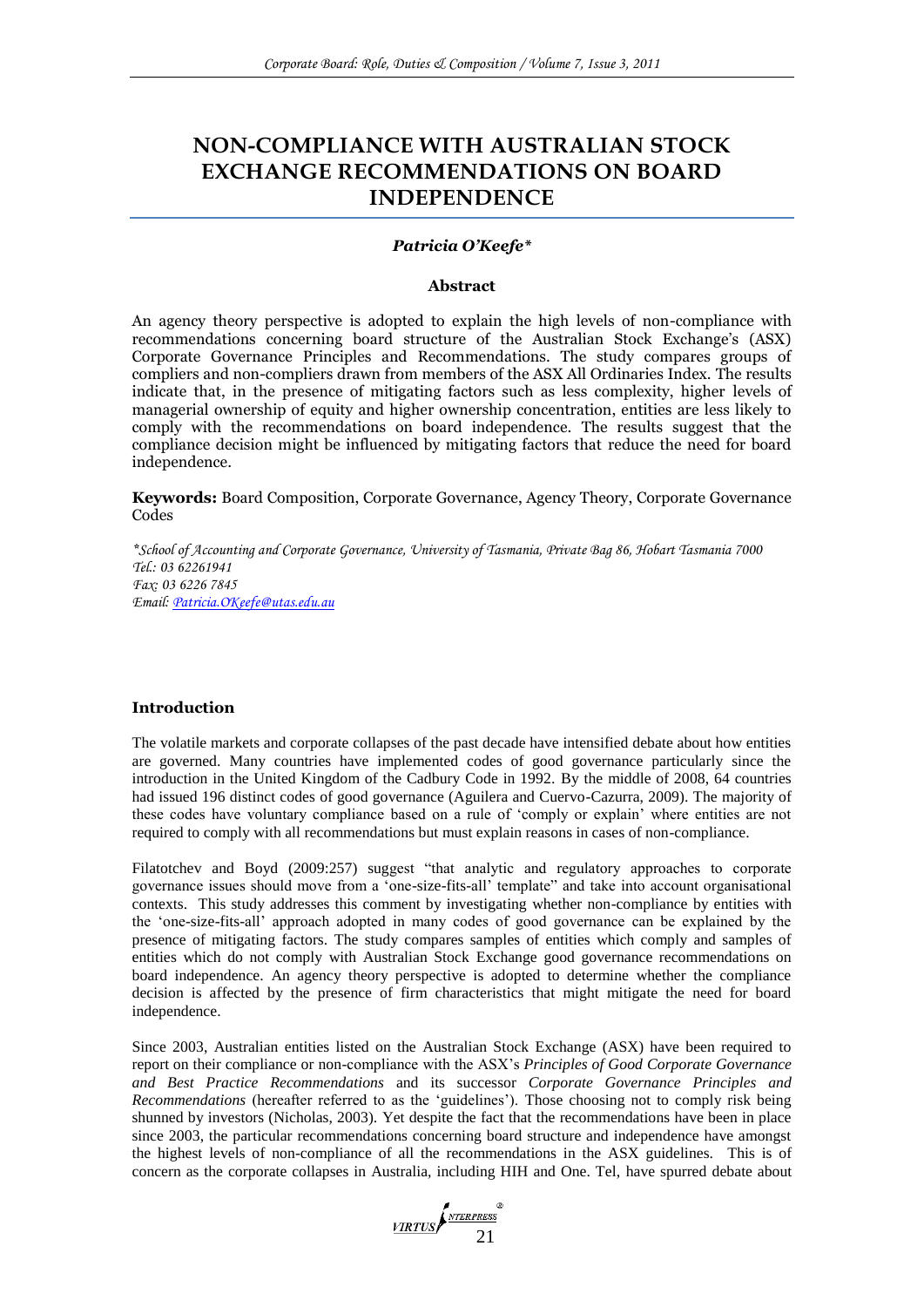# NON-COMPLIANCE WITH AUSTRALIAN STOCK EXCHANGE RECOMMENDATIONS ON BOARD INDEPENDENCE

***Patricia O'Keefe****

### Abstract

An agency theory perspective is adopted to explain the high levels of non-compliance with recommendations concerning board structure of the Australian Stock Exchange's (ASX) Corporate Governance Principles and Recommendations. The study compares groups of compliers and non-compliers drawn from members of the ASX All Ordinaries Index. The results indicate that, in the presence of mitigating factors such as less complexity, higher levels of managerial ownership of equity and higher ownership concentration, entities are less likely to comply with the recommendations on board independence. The results suggest that the compliance decision might be influenced by mitigating factors that reduce the need for board independence.

**Keywords:** Board Composition, Corporate Governance, Agency Theory, Corporate Governance Codes

*\*School of Accounting and Corporate Governance, University of Tasmania, Private Bag 86, Hobart Tasmania 7000*
*Tel.: 03 62261941*
*Fax: 03 6226 7845*
*Email: Patricia.OKeefe@utas.edu.au*

## Introduction

The volatile markets and corporate collapses of the past decade have intensified debate about how entities are governed. Many countries have implemented codes of good governance particularly since the introduction in the United Kingdom of the Cadbury Code in 1992. By the middle of 2008, 64 countries had issued 196 distinct codes of good governance (Aguilera and Cuervo-Cazurra, 2009). The majority of these codes have voluntary compliance based on a rule of 'comply or explain' where entities are not required to comply with all recommendations but must explain reasons in cases of non-compliance.

Filatotchev and Boyd (2009:257) suggest "that analytic and regulatory approaches to corporate governance issues should move from a 'one-size-fits-all' template" and take into account organisational contexts. This study addresses this comment by investigating whether non-compliance by entities with the 'one-size-fits-all' approach adopted in many codes of good governance can be explained by the presence of mitigating factors. The study compares samples of entities which comply and samples of entities which do not comply with Australian Stock Exchange good governance recommendations on board independence. An agency theory perspective is adopted to determine whether the compliance decision is affected by the presence of firm characteristics that might mitigate the need for board independence.

Since 2003, Australian entities listed on the Australian Stock Exchange (ASX) have been required to report on their compliance or non-compliance with the ASX's *Principles of Good Corporate Governance and Best Practice Recommendations* and its successor *Corporate Governance Principles and Recommendations* (hereafter referred to as the 'guidelines'). Those choosing not to comply risk being shunned by investors (Nicholas, 2003). Yet despite the fact that the recommendations have been in place since 2003, the particular recommendations concerning board structure and independence have amongst the highest levels of non-compliance of all the recommendations in the ASX guidelines. This is of concern as the corporate collapses in Australia, including HIH and One. Tel, have spurred debate about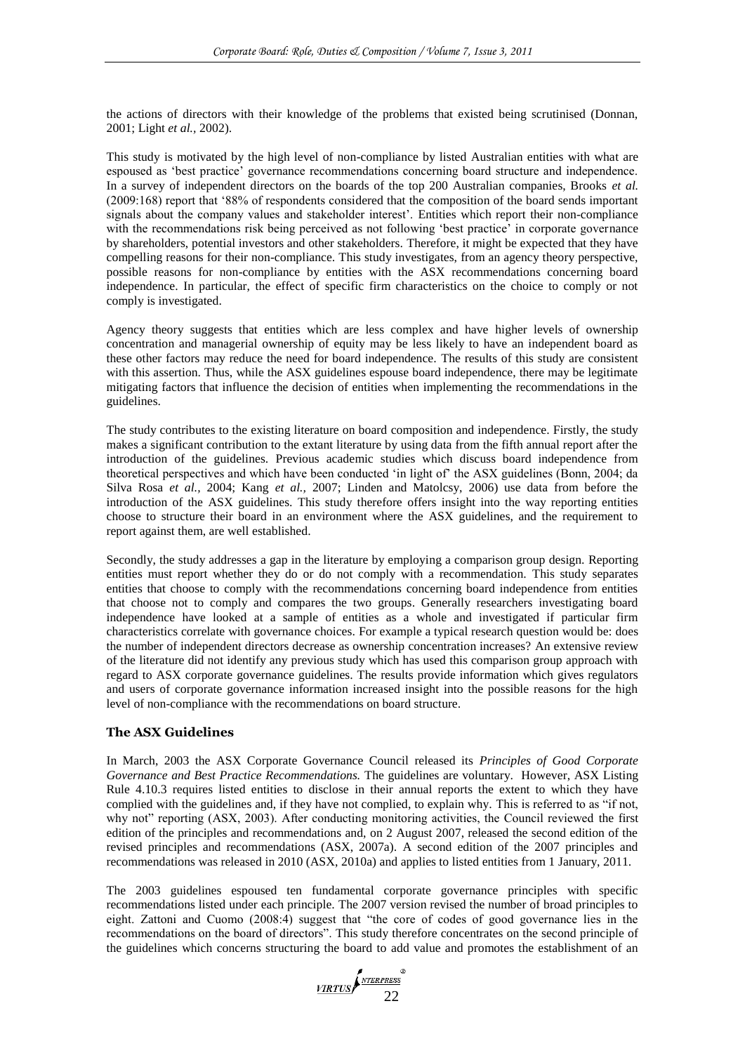the actions of directors with their knowledge of the problems that existed being scrutinised (Donnan, 2001; Light *et al.*, 2002).

This study is motivated by the high level of non-compliance by listed Australian entities with what are espoused as 'best practice' governance recommendations concerning board structure and independence. In a survey of independent directors on the boards of the top 200 Australian companies, Brooks *et al.* (2009:168) report that '88% of respondents considered that the composition of the board sends important signals about the company values and stakeholder interest'. Entities which report their non-compliance with the recommendations risk being perceived as not following 'best practice' in corporate governance by shareholders, potential investors and other stakeholders. Therefore, it might be expected that they have compelling reasons for their non-compliance. This study investigates, from an agency theory perspective, possible reasons for non-compliance by entities with the ASX recommendations concerning board independence. In particular, the effect of specific firm characteristics on the choice to comply or not comply is investigated.

Agency theory suggests that entities which are less complex and have higher levels of ownership concentration and managerial ownership of equity may be less likely to have an independent board as these other factors may reduce the need for board independence. The results of this study are consistent with this assertion. Thus, while the ASX guidelines espouse board independence, there may be legitimate mitigating factors that influence the decision of entities when implementing the recommendations in the guidelines.

The study contributes to the existing literature on board composition and independence. Firstly, the study makes a significant contribution to the extant literature by using data from the fifth annual report after the introduction of the guidelines. Previous academic studies which discuss board independence from theoretical perspectives and which have been conducted 'in light of' the ASX guidelines (Bonn, 2004; da Silva Rosa *et al.*, 2004; Kang *et al.*, 2007; Linden and Matolcsy, 2006) use data from before the introduction of the ASX guidelines. This study therefore offers insight into the way reporting entities choose to structure their board in an environment where the ASX guidelines, and the requirement to report against them, are well established.

Secondly, the study addresses a gap in the literature by employing a comparison group design. Reporting entities must report whether they do or do not comply with a recommendation. This study separates entities that choose to comply with the recommendations concerning board independence from entities that choose not to comply and compares the two groups. Generally researchers investigating board independence have looked at a sample of entities as a whole and investigated if particular firm characteristics correlate with governance choices. For example a typical research question would be: does the number of independent directors decrease as ownership concentration increases? An extensive review of the literature did not identify any previous study which has used this comparison group approach with regard to ASX corporate governance guidelines. The results provide information which gives regulators and users of corporate governance information increased insight into the possible reasons for the high level of non-compliance with the recommendations on board structure.

## The ASX Guidelines

In March, 2003 the ASX Corporate Governance Council released its *Principles of Good Corporate Governance and Best Practice Recommendations.* The guidelines are voluntary. However, ASX Listing Rule 4.10.3 requires listed entities to disclose in their annual reports the extent to which they have complied with the guidelines and, if they have not complied, to explain why. This is referred to as "if not, why not" reporting (ASX, 2003). After conducting monitoring activities, the Council reviewed the first edition of the principles and recommendations and, on 2 August 2007, released the second edition of the revised principles and recommendations (ASX, 2007a). A second edition of the 2007 principles and recommendations was released in 2010 (ASX, 2010a) and applies to listed entities from 1 January, 2011.

The 2003 guidelines espoused ten fundamental corporate governance principles with specific recommendations listed under each principle. The 2007 version revised the number of broad principles to eight. Zattoni and Cuomo (2008:4) suggest that "the core of codes of good governance lies in the recommendations on the board of directors". This study therefore concentrates on the second principle of the guidelines which concerns structuring the board to add value and promotes the establishment of an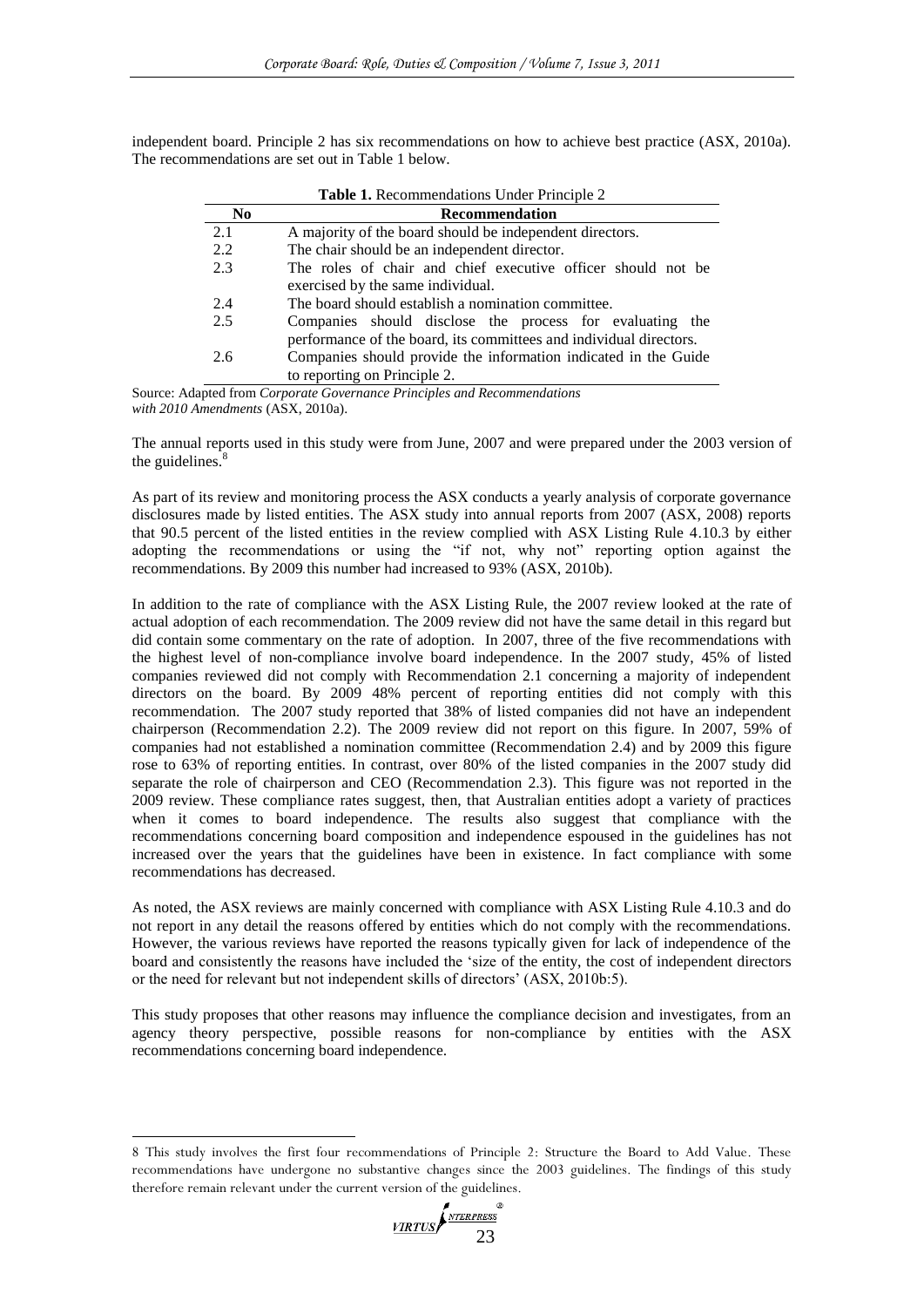independent board. Principle 2 has six recommendations on how to achieve best practice (ASX, 2010a). The recommendations are set out in Table 1 below.

**Table 1.** Recommendations Under Principle 2

| No | Recommendation |
|---|---|
| 2.1 | A majority of the board should be independent directors. |
| 2.2 | The chair should be an independent director. |
| 2.3 | The roles of chair and chief executive officer should not be exercised by the same individual. |
| 2.4 | The board should establish a nomination committee. |
| 2.5 | Companies should disclose the process for evaluating the performance of the board, its committees and individual directors. |
| 2.6 | Companies should provide the information indicated in the Guide to reporting on Principle 2. |

Source: Adapted from *Corporate Governance Principles and Recommendations with 2010 Amendments* (ASX, 2010a).

The annual reports used in this study were from June, 2007 and were prepared under the 2003 version of the guidelines.[8]

As part of its review and monitoring process the ASX conducts a yearly analysis of corporate governance disclosures made by listed entities. The ASX study into annual reports from 2007 (ASX, 2008) reports that 90.5 percent of the listed entities in the review complied with ASX Listing Rule 4.10.3 by either adopting the recommendations or using the "if not, why not" reporting option against the recommendations. By 2009 this number had increased to 93% (ASX, 2010b).

In addition to the rate of compliance with the ASX Listing Rule, the 2007 review looked at the rate of actual adoption of each recommendation. The 2009 review did not have the same detail in this regard but did contain some commentary on the rate of adoption. In 2007, three of the five recommendations with the highest level of non-compliance involve board independence. In the 2007 study, 45% of listed companies reviewed did not comply with Recommendation 2.1 concerning a majority of independent directors on the board. By 2009 48% percent of reporting entities did not comply with this recommendation. The 2007 study reported that 38% of listed companies did not have an independent chairperson (Recommendation 2.2). The 2009 review did not report on this figure. In 2007, 59% of companies had not established a nomination committee (Recommendation 2.4) and by 2009 this figure rose to 63% of reporting entities. In contrast, over 80% of the listed companies in the 2007 study did separate the role of chairperson and CEO (Recommendation 2.3). This figure was not reported in the 2009 review. These compliance rates suggest, then, that Australian entities adopt a variety of practices when it comes to board independence. The results also suggest that compliance with the recommendations concerning board composition and independence espoused in the guidelines has not increased over the years that the guidelines have been in existence. In fact compliance with some recommendations has decreased.

As noted, the ASX reviews are mainly concerned with compliance with ASX Listing Rule 4.10.3 and do not report in any detail the reasons offered by entities which do not comply with the recommendations. However, the various reviews have reported the reasons typically given for lack of independence of the board and consistently the reasons have included the 'size of the entity, the cost of independent directors or the need for relevant but not independent skills of directors' (ASX, 2010b:5).

This study proposes that other reasons may influence the compliance decision and investigates, from an agency theory perspective, possible reasons for non-compliance by entities with the ASX recommendations concerning board independence.

---

8 This study involves the first four recommendations of Principle 2: Structure the Board to Add Value. These recommendations have undergone no substantive changes since the 2003 guidelines. The findings of this study therefore remain relevant under the current version of the guidelines.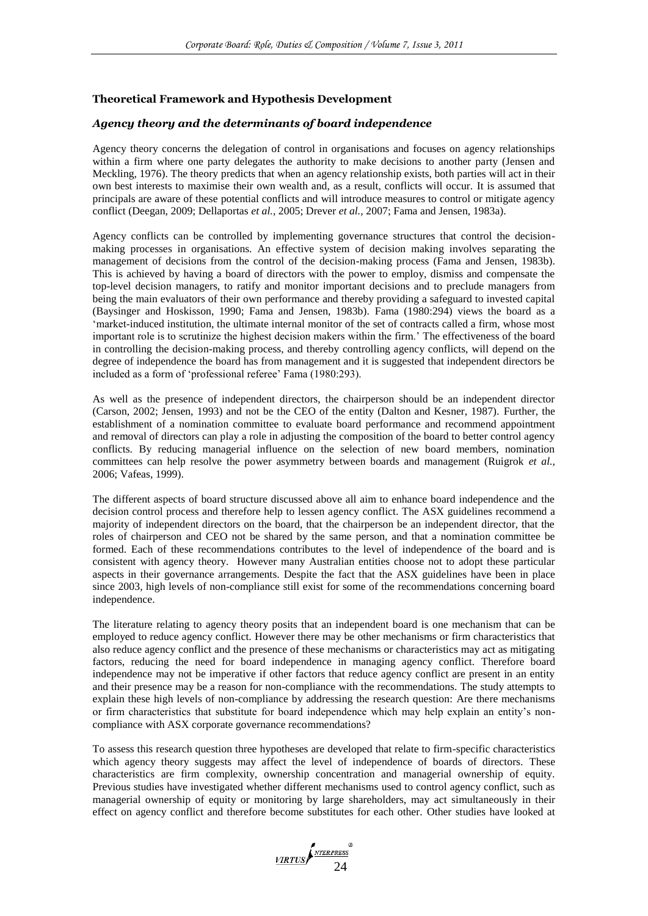## Theoretical Framework and Hypothesis Development

### *Agency theory and the determinants of board independence*

Agency theory concerns the delegation of control in organisations and focuses on agency relationships within a firm where one party delegates the authority to make decisions to another party (Jensen and Meckling, 1976). The theory predicts that when an agency relationship exists, both parties will act in their own best interests to maximise their own wealth and, as a result, conflicts will occur. It is assumed that principals are aware of these potential conflicts and will introduce measures to control or mitigate agency conflict (Deegan, 2009; Dellaportas *et al.,* 2005; Drever *et al.,* 2007; Fama and Jensen, 1983a).

Agency conflicts can be controlled by implementing governance structures that control the decision-making processes in organisations. An effective system of decision making involves separating the management of decisions from the control of the decision-making process (Fama and Jensen, 1983b). This is achieved by having a board of directors with the power to employ, dismiss and compensate the top-level decision managers, to ratify and monitor important decisions and to preclude managers from being the main evaluators of their own performance and thereby providing a safeguard to invested capital (Baysinger and Hoskisson, 1990; Fama and Jensen, 1983b). Fama (1980:294) views the board as a 'market-induced institution, the ultimate internal monitor of the set of contracts called a firm, whose most important role is to scrutinize the highest decision makers within the firm.' The effectiveness of the board in controlling the decision-making process, and thereby controlling agency conflicts, will depend on the degree of independence the board has from management and it is suggested that independent directors be included as a form of 'professional referee' Fama (1980:293).

As well as the presence of independent directors, the chairperson should be an independent director (Carson, 2002; Jensen, 1993) and not be the CEO of the entity (Dalton and Kesner, 1987). Further, the establishment of a nomination committee to evaluate board performance and recommend appointment and removal of directors can play a role in adjusting the composition of the board to better control agency conflicts. By reducing managerial influence on the selection of new board members, nomination committees can help resolve the power asymmetry between boards and management (Ruigrok *et al.,* 2006; Vafeas, 1999).

The different aspects of board structure discussed above all aim to enhance board independence and the decision control process and therefore help to lessen agency conflict. The ASX guidelines recommend a majority of independent directors on the board, that the chairperson be an independent director, that the roles of chairperson and CEO not be shared by the same person, and that a nomination committee be formed. Each of these recommendations contributes to the level of independence of the board and is consistent with agency theory. However many Australian entities choose not to adopt these particular aspects in their governance arrangements. Despite the fact that the ASX guidelines have been in place since 2003, high levels of non-compliance still exist for some of the recommendations concerning board independence.

The literature relating to agency theory posits that an independent board is one mechanism that can be employed to reduce agency conflict. However there may be other mechanisms or firm characteristics that also reduce agency conflict and the presence of these mechanisms or characteristics may act as mitigating factors, reducing the need for board independence in managing agency conflict. Therefore board independence may not be imperative if other factors that reduce agency conflict are present in an entity and their presence may be a reason for non-compliance with the recommendations. The study attempts to explain these high levels of non-compliance by addressing the research question: Are there mechanisms or firm characteristics that substitute for board independence which may help explain an entity's non-compliance with ASX corporate governance recommendations?

To assess this research question three hypotheses are developed that relate to firm-specific characteristics which agency theory suggests may affect the level of independence of boards of directors. These characteristics are firm complexity, ownership concentration and managerial ownership of equity. Previous studies have investigated whether different mechanisms used to control agency conflict, such as managerial ownership of equity or monitoring by large shareholders, may act simultaneously in their effect on agency conflict and therefore become substitutes for each other. Other studies have looked at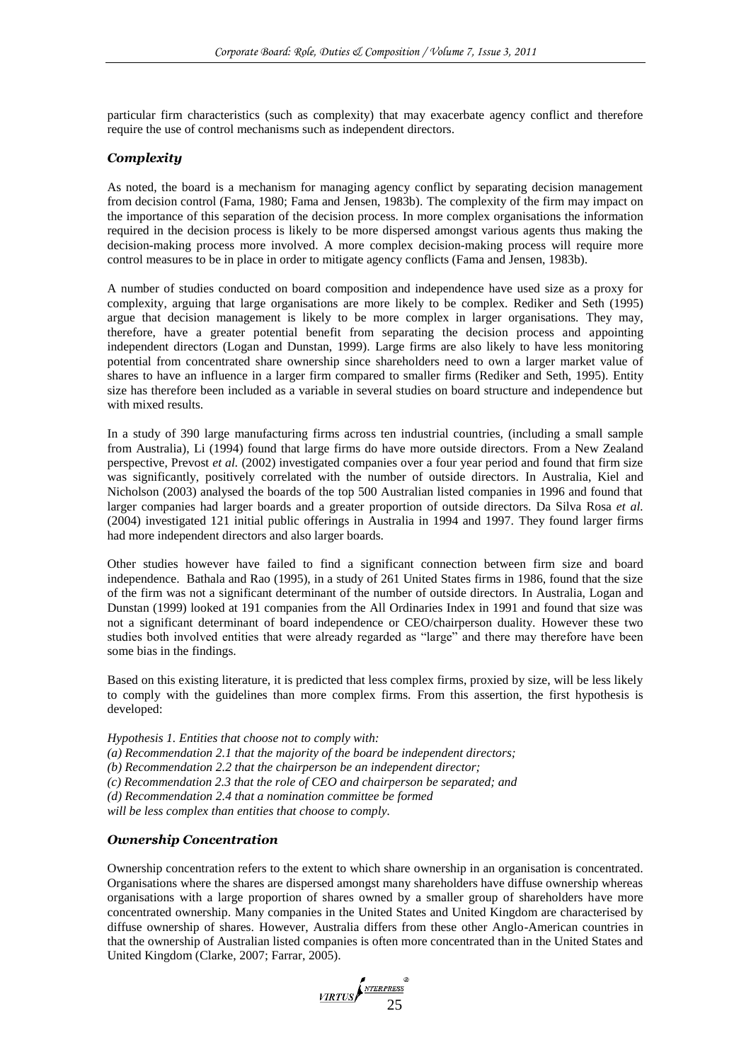particular firm characteristics (such as complexity) that may exacerbate agency conflict and therefore require the use of control mechanisms such as independent directors.

### *Complexity*

As noted, the board is a mechanism for managing agency conflict by separating decision management from decision control (Fama, 1980; Fama and Jensen, 1983b). The complexity of the firm may impact on the importance of this separation of the decision process. In more complex organisations the information required in the decision process is likely to be more dispersed amongst various agents thus making the decision-making process more involved. A more complex decision-making process will require more control measures to be in place in order to mitigate agency conflicts (Fama and Jensen, 1983b).

A number of studies conducted on board composition and independence have used size as a proxy for complexity, arguing that large organisations are more likely to be complex. Rediker and Seth (1995) argue that decision management is likely to be more complex in larger organisations. They may, therefore, have a greater potential benefit from separating the decision process and appointing independent directors (Logan and Dunstan, 1999). Large firms are also likely to have less monitoring potential from concentrated share ownership since shareholders need to own a larger market value of shares to have an influence in a larger firm compared to smaller firms (Rediker and Seth, 1995). Entity size has therefore been included as a variable in several studies on board structure and independence but with mixed results.

In a study of 390 large manufacturing firms across ten industrial countries, (including a small sample from Australia), Li (1994) found that large firms do have more outside directors. From a New Zealand perspective, Prevost *et al.* (2002) investigated companies over a four year period and found that firm size was significantly, positively correlated with the number of outside directors. In Australia, Kiel and Nicholson (2003) analysed the boards of the top 500 Australian listed companies in 1996 and found that larger companies had larger boards and a greater proportion of outside directors. Da Silva Rosa *et al.* (2004) investigated 121 initial public offerings in Australia in 1994 and 1997. They found larger firms had more independent directors and also larger boards.

Other studies however have failed to find a significant connection between firm size and board independence. Bathala and Rao (1995), in a study of 261 United States firms in 1986, found that the size of the firm was not a significant determinant of the number of outside directors. In Australia, Logan and Dunstan (1999) looked at 191 companies from the All Ordinaries Index in 1991 and found that size was not a significant determinant of board independence or CEO/chairperson duality. However these two studies both involved entities that were already regarded as "large" and there may therefore have been some bias in the findings.

Based on this existing literature, it is predicted that less complex firms, proxied by size, will be less likely to comply with the guidelines than more complex firms. From this assertion, the first hypothesis is developed:

*Hypothesis 1. Entities that choose not to comply with:*
*(a) Recommendation 2.1 that the majority of the board be independent directors;*
*(b) Recommendation 2.2 that the chairperson be an independent director;*
*(c) Recommendation 2.3 that the role of CEO and chairperson be separated; and*
*(d) Recommendation 2.4 that a nomination committee be formed*
*will be less complex than entities that choose to comply.*

### *Ownership Concentration*

Ownership concentration refers to the extent to which share ownership in an organisation is concentrated. Organisations where the shares are dispersed amongst many shareholders have diffuse ownership whereas organisations with a large proportion of shares owned by a smaller group of shareholders have more concentrated ownership. Many companies in the United States and United Kingdom are characterised by diffuse ownership of shares. However, Australia differs from these other Anglo-American countries in that the ownership of Australian listed companies is often more concentrated than in the United States and United Kingdom (Clarke, 2007; Farrar, 2005).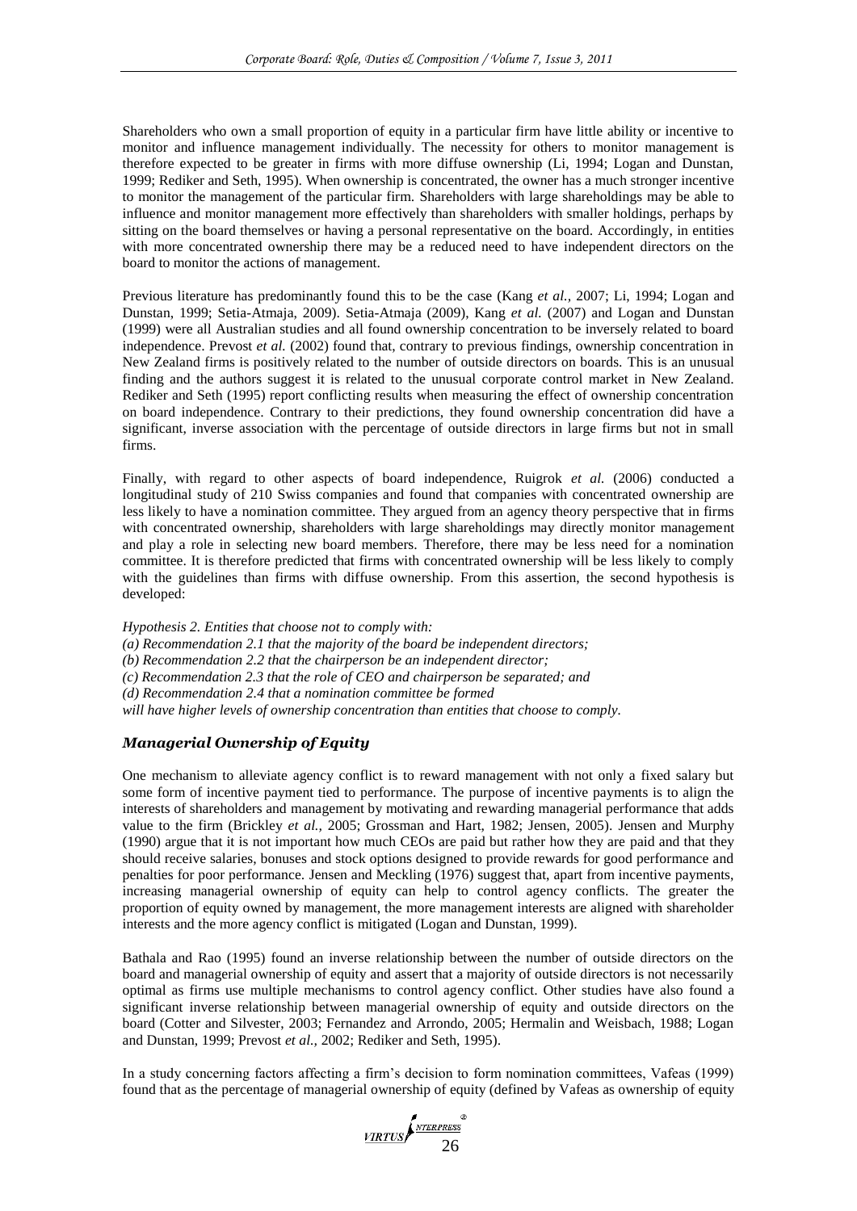Shareholders who own a small proportion of equity in a particular firm have little ability or incentive to monitor and influence management individually. The necessity for others to monitor management is therefore expected to be greater in firms with more diffuse ownership (Li, 1994; Logan and Dunstan, 1999; Rediker and Seth, 1995). When ownership is concentrated, the owner has a much stronger incentive to monitor the management of the particular firm. Shareholders with large shareholdings may be able to influence and monitor management more effectively than shareholders with smaller holdings, perhaps by sitting on the board themselves or having a personal representative on the board. Accordingly, in entities with more concentrated ownership there may be a reduced need to have independent directors on the board to monitor the actions of management.

Previous literature has predominantly found this to be the case (Kang *et al.,* 2007; Li, 1994; Logan and Dunstan, 1999; Setia-Atmaja, 2009). Setia-Atmaja (2009), Kang *et al.* (2007) and Logan and Dunstan (1999) were all Australian studies and all found ownership concentration to be inversely related to board independence. Prevost *et al.* (2002) found that, contrary to previous findings, ownership concentration in New Zealand firms is positively related to the number of outside directors on boards. This is an unusual finding and the authors suggest it is related to the unusual corporate control market in New Zealand. Rediker and Seth (1995) report conflicting results when measuring the effect of ownership concentration on board independence. Contrary to their predictions, they found ownership concentration did have a significant, inverse association with the percentage of outside directors in large firms but not in small firms.

Finally, with regard to other aspects of board independence, Ruigrok *et al.* (2006) conducted a longitudinal study of 210 Swiss companies and found that companies with concentrated ownership are less likely to have a nomination committee. They argued from an agency theory perspective that in firms with concentrated ownership, shareholders with large shareholdings may directly monitor management and play a role in selecting new board members. Therefore, there may be less need for a nomination committee. It is therefore predicted that firms with concentrated ownership will be less likely to comply with the guidelines than firms with diffuse ownership. From this assertion, the second hypothesis is developed:

*Hypothesis 2. Entities that choose not to comply with:*
*(a) Recommendation 2.1 that the majority of the board be independent directors;*
*(b) Recommendation 2.2 that the chairperson be an independent director;*
*(c) Recommendation 2.3 that the role of CEO and chairperson be separated; and*
*(d) Recommendation 2.4 that a nomination committee be formed*
*will have higher levels of ownership concentration than entities that choose to comply.*

### *Managerial Ownership of Equity*

One mechanism to alleviate agency conflict is to reward management with not only a fixed salary but some form of incentive payment tied to performance. The purpose of incentive payments is to align the interests of shareholders and management by motivating and rewarding managerial performance that adds value to the firm (Brickley *et al.,* 2005; Grossman and Hart, 1982; Jensen, 2005). Jensen and Murphy (1990) argue that it is not important how much CEOs are paid but rather how they are paid and that they should receive salaries, bonuses and stock options designed to provide rewards for good performance and penalties for poor performance. Jensen and Meckling (1976) suggest that, apart from incentive payments, increasing managerial ownership of equity can help to control agency conflicts. The greater the proportion of equity owned by management, the more management interests are aligned with shareholder interests and the more agency conflict is mitigated (Logan and Dunstan, 1999).

Bathala and Rao (1995) found an inverse relationship between the number of outside directors on the board and managerial ownership of equity and assert that a majority of outside directors is not necessarily optimal as firms use multiple mechanisms to control agency conflict. Other studies have also found a significant inverse relationship between managerial ownership of equity and outside directors on the board (Cotter and Silvester, 2003; Fernandez and Arrondo, 2005; Hermalin and Weisbach, 1988; Logan and Dunstan, 1999; Prevost *et al.,* 2002; Rediker and Seth, 1995).

In a study concerning factors affecting a firm's decision to form nomination committees, Vafeas (1999) found that as the percentage of managerial ownership of equity (defined by Vafeas as ownership of equity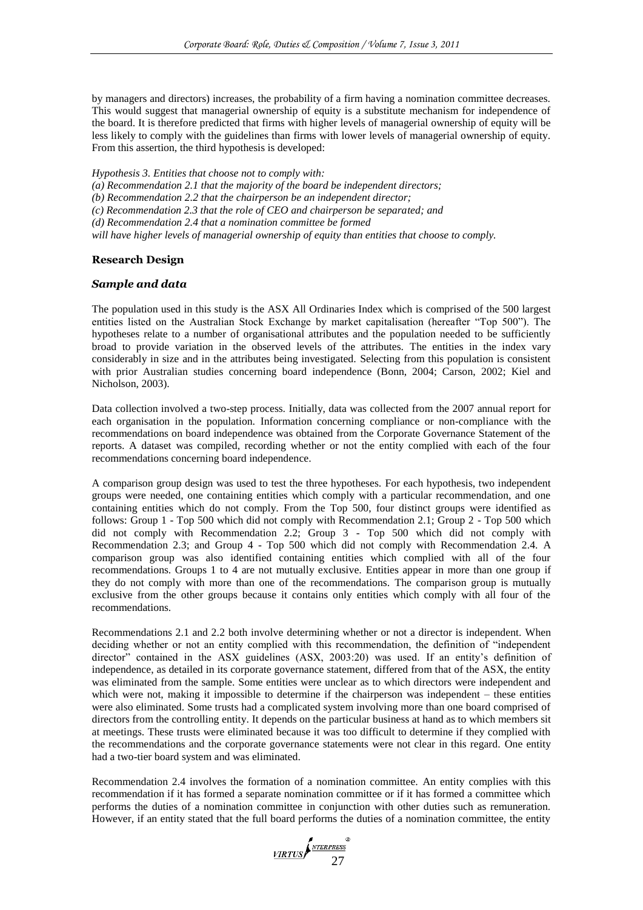by managers and directors) increases, the probability of a firm having a nomination committee decreases. This would suggest that managerial ownership of equity is a substitute mechanism for independence of the board. It is therefore predicted that firms with higher levels of managerial ownership of equity will be less likely to comply with the guidelines than firms with lower levels of managerial ownership of equity. From this assertion, the third hypothesis is developed:

*Hypothesis 3. Entities that choose not to comply with:*
*(a) Recommendation 2.1 that the majority of the board be independent directors;*
*(b) Recommendation 2.2 that the chairperson be an independent director;*
*(c) Recommendation 2.3 that the role of CEO and chairperson be separated; and*
*(d) Recommendation 2.4 that a nomination committee be formed*
*will have higher levels of managerial ownership of equity than entities that choose to comply.*

## Research Design

### Sample and data

The population used in this study is the ASX All Ordinaries Index which is comprised of the 500 largest entities listed on the Australian Stock Exchange by market capitalisation (hereafter "Top 500"). The hypotheses relate to a number of organisational attributes and the population needed to be sufficiently broad to provide variation in the observed levels of the attributes. The entities in the index vary considerably in size and in the attributes being investigated. Selecting from this population is consistent with prior Australian studies concerning board independence (Bonn, 2004; Carson, 2002; Kiel and Nicholson, 2003).

Data collection involved a two-step process. Initially, data was collected from the 2007 annual report for each organisation in the population. Information concerning compliance or non-compliance with the recommendations on board independence was obtained from the Corporate Governance Statement of the reports. A dataset was compiled, recording whether or not the entity complied with each of the four recommendations concerning board independence.

A comparison group design was used to test the three hypotheses. For each hypothesis, two independent groups were needed, one containing entities which comply with a particular recommendation, and one containing entities which do not comply. From the Top 500, four distinct groups were identified as follows: Group 1 - Top 500 which did not comply with Recommendation 2.1; Group 2 - Top 500 which did not comply with Recommendation 2.2; Group 3 - Top 500 which did not comply with Recommendation 2.3; and Group 4 - Top 500 which did not comply with Recommendation 2.4. A comparison group was also identified containing entities which complied with all of the four recommendations. Groups 1 to 4 are not mutually exclusive. Entities appear in more than one group if they do not comply with more than one of the recommendations. The comparison group is mutually exclusive from the other groups because it contains only entities which comply with all four of the recommendations.

Recommendations 2.1 and 2.2 both involve determining whether or not a director is independent. When deciding whether or not an entity complied with this recommendation, the definition of "independent director" contained in the ASX guidelines (ASX, 2003:20) was used. If an entity's definition of independence, as detailed in its corporate governance statement, differed from that of the ASX, the entity was eliminated from the sample. Some entities were unclear as to which directors were independent and which were not, making it impossible to determine if the chairperson was independent – these entities were also eliminated. Some trusts had a complicated system involving more than one board comprised of directors from the controlling entity. It depends on the particular business at hand as to which members sit at meetings. These trusts were eliminated because it was too difficult to determine if they complied with the recommendations and the corporate governance statements were not clear in this regard. One entity had a two-tier board system and was eliminated.

Recommendation 2.4 involves the formation of a nomination committee. An entity complies with this recommendation if it has formed a separate nomination committee or if it has formed a committee which performs the duties of a nomination committee in conjunction with other duties such as remuneration. However, if an entity stated that the full board performs the duties of a nomination committee, the entity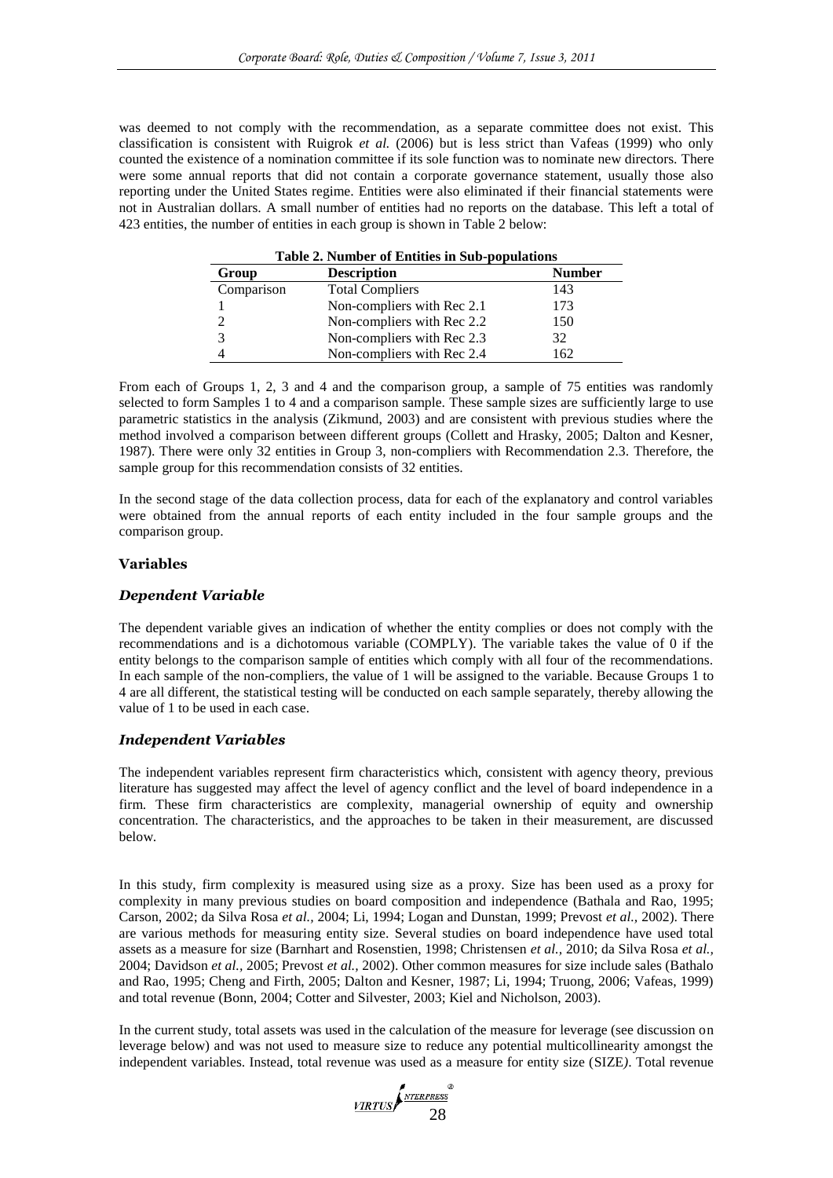was deemed to not comply with the recommendation, as a separate committee does not exist. This classification is consistent with Ruigrok *et al.* (2006) but is less strict than Vafeas (1999) who only counted the existence of a nomination committee if its sole function was to nominate new directors. There were some annual reports that did not contain a corporate governance statement, usually those also reporting under the United States regime. Entities were also eliminated if their financial statements were not in Australian dollars. A small number of entities had no reports on the database. This left a total of 423 entities, the number of entities in each group is shown in Table 2 below:

**Table 2. Number of Entities in Sub-populations**

| Group | Description | Number |
|---|---|---|
| Comparison | Total Compliers | 143 |
| 1 | Non-compliers with Rec 2.1 | 173 |
| 2 | Non-compliers with Rec 2.2 | 150 |
| 3 | Non-compliers with Rec 2.3 | 32 |
| 4 | Non-compliers with Rec 2.4 | 162 |

From each of Groups 1, 2, 3 and 4 and the comparison group, a sample of 75 entities was randomly selected to form Samples 1 to 4 and a comparison sample. These sample sizes are sufficiently large to use parametric statistics in the analysis (Zikmund, 2003) and are consistent with previous studies where the method involved a comparison between different groups (Collett and Hrasky, 2005; Dalton and Kesner, 1987). There were only 32 entities in Group 3, non-compliers with Recommendation 2.3. Therefore, the sample group for this recommendation consists of 32 entities.

In the second stage of the data collection process, data for each of the explanatory and control variables were obtained from the annual reports of each entity included in the four sample groups and the comparison group.

## Variables

### *Dependent Variable*

The dependent variable gives an indication of whether the entity complies or does not comply with the recommendations and is a dichotomous variable (COMPLY). The variable takes the value of 0 if the entity belongs to the comparison sample of entities which comply with all four of the recommendations. In each sample of the non-compliers, the value of 1 will be assigned to the variable. Because Groups 1 to 4 are all different, the statistical testing will be conducted on each sample separately, thereby allowing the value of 1 to be used in each case.

### *Independent Variables*

The independent variables represent firm characteristics which, consistent with agency theory, previous literature has suggested may affect the level of agency conflict and the level of board independence in a firm. These firm characteristics are complexity, managerial ownership of equity and ownership concentration. The characteristics, and the approaches to be taken in their measurement, are discussed below.

In this study, firm complexity is measured using size as a proxy. Size has been used as a proxy for complexity in many previous studies on board composition and independence (Bathala and Rao, 1995; Carson, 2002; da Silva Rosa *et al.*, 2004; Li, 1994; Logan and Dunstan, 1999; Prevost *et al.*, 2002). There are various methods for measuring entity size. Several studies on board independence have used total assets as a measure for size (Barnhart and Rosenstien, 1998; Christensen *et al.*, 2010; da Silva Rosa *et al.*, 2004; Davidson *et al.*, 2005; Prevost *et al.*, 2002). Other common measures for size include sales (Bathalo and Rao, 1995; Cheng and Firth, 2005; Dalton and Kesner, 1987; Li, 1994; Truong, 2006; Vafeas, 1999) and total revenue (Bonn, 2004; Cotter and Silvester, 2003; Kiel and Nicholson, 2003).

In the current study, total assets was used in the calculation of the measure for leverage (see discussion on leverage below) and was not used to measure size to reduce any potential multicollinearity amongst the independent variables. Instead, total revenue was used as a measure for entity size (SIZE). Total revenue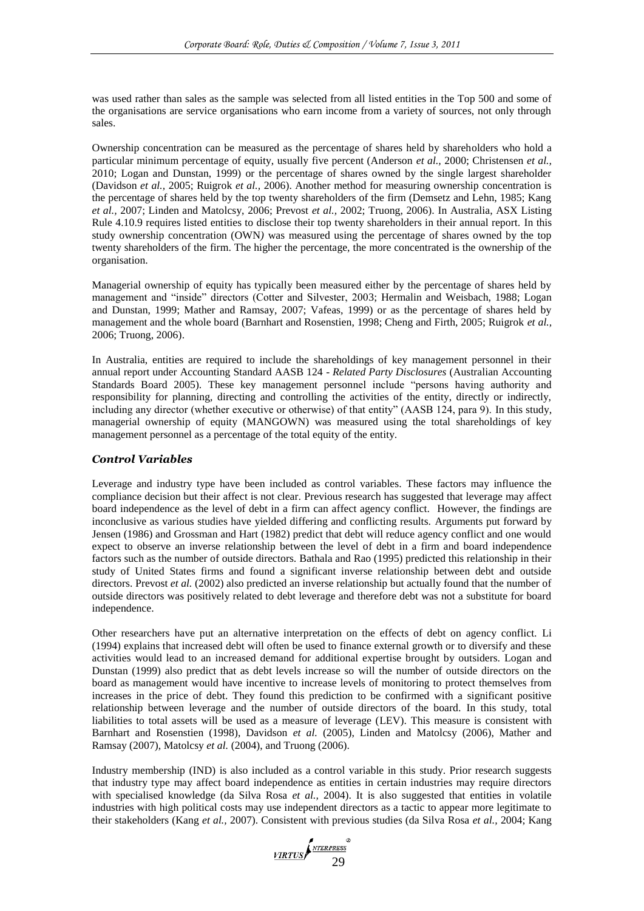was used rather than sales as the sample was selected from all listed entities in the Top 500 and some of the organisations are service organisations who earn income from a variety of sources, not only through sales.

Ownership concentration can be measured as the percentage of shares held by shareholders who hold a particular minimum percentage of equity, usually five percent (Anderson *et al.,* 2000; Christensen *et al.,* 2010; Logan and Dunstan, 1999) or the percentage of shares owned by the single largest shareholder (Davidson *et al.,* 2005; Ruigrok *et al.,* 2006). Another method for measuring ownership concentration is the percentage of shares held by the top twenty shareholders of the firm (Demsetz and Lehn, 1985; Kang *et al.,* 2007; Linden and Matolcsy, 2006; Prevost *et al.,* 2002; Truong, 2006). In Australia, ASX Listing Rule 4.10.9 requires listed entities to disclose their top twenty shareholders in their annual report. In this study ownership concentration (OWN) was measured using the percentage of shares owned by the top twenty shareholders of the firm. The higher the percentage, the more concentrated is the ownership of the organisation.

Managerial ownership of equity has typically been measured either by the percentage of shares held by management and "inside" directors (Cotter and Silvester, 2003; Hermalin and Weisbach, 1988; Logan and Dunstan, 1999; Mather and Ramsay, 2007; Vafeas, 1999) or as the percentage of shares held by management and the whole board (Barnhart and Rosenstien, 1998; Cheng and Firth, 2005; Ruigrok *et al.,* 2006; Truong, 2006).

In Australia, entities are required to include the shareholdings of key management personnel in their annual report under Accounting Standard AASB 124 - *Related Party Disclosures* (Australian Accounting Standards Board 2005). These key management personnel include "persons having authority and responsibility for planning, directing and controlling the activities of the entity, directly or indirectly, including any director (whether executive or otherwise) of that entity" (AASB 124, para 9). In this study, managerial ownership of equity (MANGOWN) was measured using the total shareholdings of key management personnel as a percentage of the total equity of the entity.

### *Control Variables*

Leverage and industry type have been included as control variables. These factors may influence the compliance decision but their affect is not clear. Previous research has suggested that leverage may affect board independence as the level of debt in a firm can affect agency conflict. However, the findings are inconclusive as various studies have yielded differing and conflicting results. Arguments put forward by Jensen (1986) and Grossman and Hart (1982) predict that debt will reduce agency conflict and one would expect to observe an inverse relationship between the level of debt in a firm and board independence factors such as the number of outside directors. Bathala and Rao (1995) predicted this relationship in their study of United States firms and found a significant inverse relationship between debt and outside directors. Prevost *et al.* (2002) also predicted an inverse relationship but actually found that the number of outside directors was positively related to debt leverage and therefore debt was not a substitute for board independence.

Other researchers have put an alternative interpretation on the effects of debt on agency conflict. Li (1994) explains that increased debt will often be used to finance external growth or to diversify and these activities would lead to an increased demand for additional expertise brought by outsiders. Logan and Dunstan (1999) also predict that as debt levels increase so will the number of outside directors on the board as management would have incentive to increase levels of monitoring to protect themselves from increases in the price of debt. They found this prediction to be confirmed with a significant positive relationship between leverage and the number of outside directors of the board. In this study, total liabilities to total assets will be used as a measure of leverage (LEV). This measure is consistent with Barnhart and Rosenstien (1998), Davidson *et al.* (2005), Linden and Matolcsy (2006), Mather and Ramsay (2007), Matolcsy *et al.* (2004), and Truong (2006).

Industry membership (IND) is also included as a control variable in this study. Prior research suggests that industry type may affect board independence as entities in certain industries may require directors with specialised knowledge (da Silva Rosa *et al.,* 2004). It is also suggested that entities in volatile industries with high political costs may use independent directors as a tactic to appear more legitimate to their stakeholders (Kang *et al.,* 2007). Consistent with previous studies (da Silva Rosa *et al.,* 2004; Kang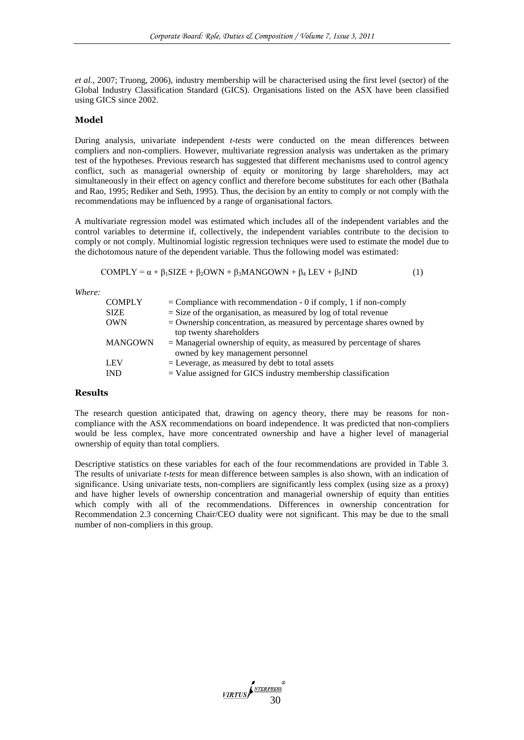*et al.*, 2007; Truong, 2006), industry membership will be characterised using the first level (sector) of the Global Industry Classification Standard (GICS). Organisations listed on the ASX have been classified using GICS since 2002.

## Model

During analysis, univariate independent *t-tests* were conducted on the mean differences between compliers and non-compliers. However, multivariate regression analysis was undertaken as the primary test of the hypotheses. Previous research has suggested that different mechanisms used to control agency conflict, such as managerial ownership of equity or monitoring by large shareholders, may act simultaneously in their effect on agency conflict and therefore become substitutes for each other (Bathala and Rao, 1995; Rediker and Seth, 1995). Thus, the decision by an entity to comply or not comply with the recommendations may be influenced by a range of organisational factors.

A multivariate regression model was estimated which includes all of the independent variables and the control variables to determine if, collectively, the independent variables contribute to the decision to comply or not comply. Multinomial logistic regression techniques were used to estimate the model due to the dichotomous nature of the dependent variable. Thus the following model was estimated:

$$\text{COMPLY} = \alpha + \beta_1\text{SIZE} + \beta_2\text{OWN} + \beta_3\text{MANGOWN} + \beta_4\text{ LEV} + \beta_5\text{IND} \qquad (1)$$

*Where:*

| | |
|---|---|
| COMPLY | = Compliance with recommendation - 0 if comply, 1 if non-comply |
| SIZE | = Size of the organisation, as measured by log of total revenue |
| OWN | = Ownership concentration, as measured by percentage shares owned by top twenty shareholders |
| MANGOWN | = Managerial ownership of equity, as measured by percentage of shares owned by key management personnel |
| LEV | = Leverage, as measured by debt to total assets |
| IND | = Value assigned for GICS industry membership classification |

## Results

The research question anticipated that, drawing on agency theory, there may be reasons for non-compliance with the ASX recommendations on board independence. It was predicted that non-compliers would be less complex, have more concentrated ownership and have a higher level of managerial ownership of equity than total compliers.

Descriptive statistics on these variables for each of the four recommendations are provided in Table 3. The results of univariate *t-tests* for mean difference between samples is also shown, with an indication of significance. Using univariate tests, non-compliers are significantly less complex (using size as a proxy) and have higher levels of ownership concentration and managerial ownership of equity than entities which comply with all of the recommendations. Differences in ownership concentration for Recommendation 2.3 concerning Chair/CEO duality were not significant. This may be due to the small number of non-compliers in this group.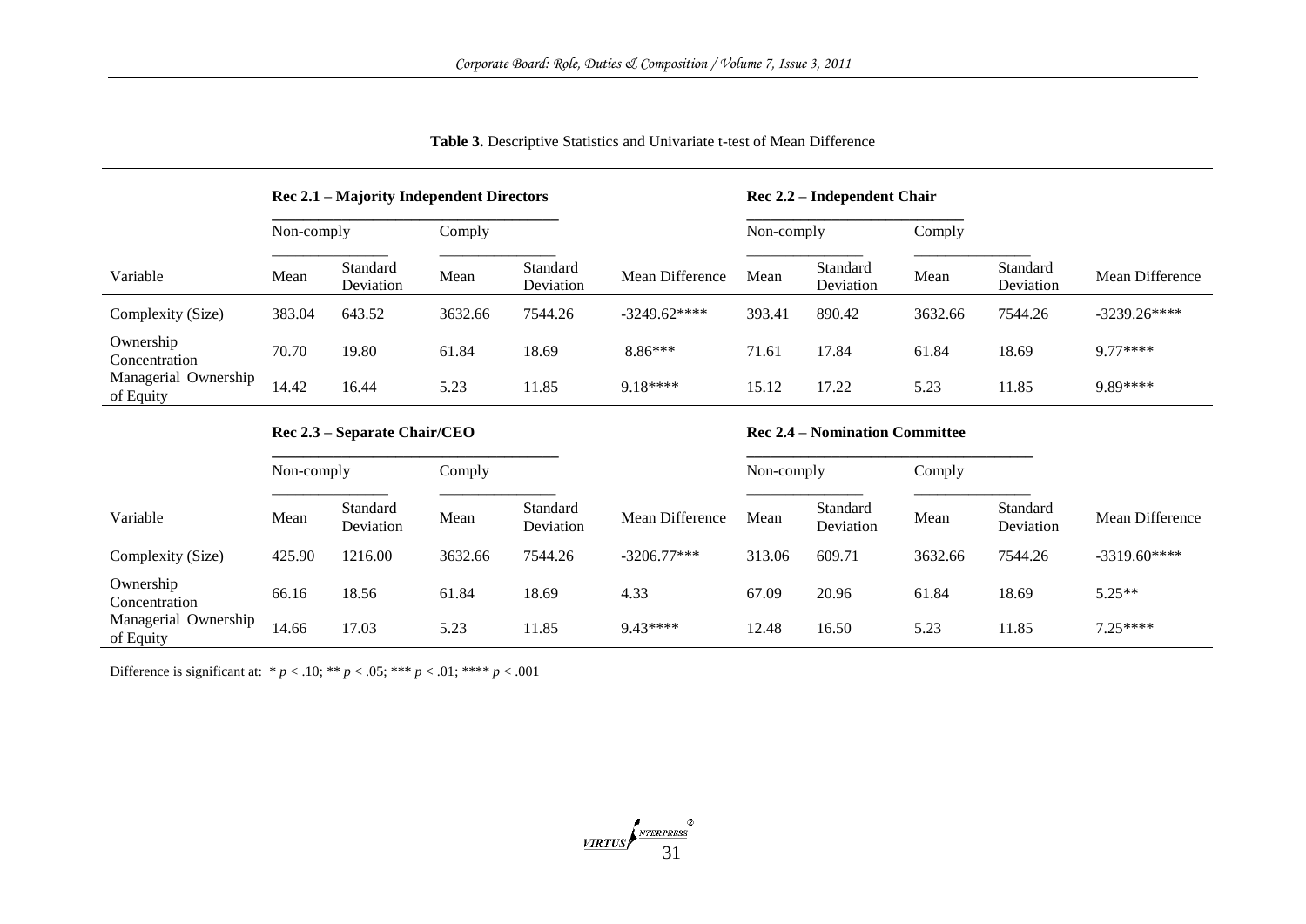**Table 3.** Descriptive Statistics and Univariate t-test of Mean Difference

| | **Rec 2.1 – Majority Independent Directors** | | | | | **Rec 2.2 – Independent Chair** | | | | |
|---|---|---|---|---|---|---|---|---|---|---|
| | Non-comply | | Comply | | | Non-comply | | Comply | | |
| Variable | Mean | Standard Deviation | Mean | Standard Deviation | Mean Difference | Mean | Standard Deviation | Mean | Standard Deviation | Mean Difference |
| Complexity (Size) | 383.04 | 643.52 | 3632.66 | 7544.26 | -3249.62**** | 393.41 | 890.42 | 3632.66 | 7544.26 | -3239.26**** |
| Ownership Concentration | 70.70 | 19.80 | 61.84 | 18.69 | 8.86*** | 71.61 | 17.84 | 61.84 | 18.69 | 9.77**** |
| Managerial Ownership of Equity | 14.42 | 16.44 | 5.23 | 11.85 | 9.18**** | 15.12 | 17.22 | 5.23 | 11.85 | 9.89**** |
| | **Rec 2.3 – Separate Chair/CEO** | | | | | **Rec 2.4 – Nomination Committee** | | | | |
| | Non-comply | | Comply | | | Non-comply | | Comply | | |
| Variable | Mean | Standard Deviation | Mean | Standard Deviation | Mean Difference | Mean | Standard Deviation | Mean | Standard Deviation | Mean Difference |
| Complexity (Size) | 425.90 | 1216.00 | 3632.66 | 7544.26 | -3206.77*** | 313.06 | 609.71 | 3632.66 | 7544.26 | -3319.60**** |
| Ownership Concentration | 66.16 | 18.56 | 61.84 | 18.69 | 4.33 | 67.09 | 20.96 | 61.84 | 18.69 | 5.25** |
| Managerial Ownership of Equity | 14.66 | 17.03 | 5.23 | 11.85 | 9.43**** | 12.48 | 16.50 | 5.23 | 11.85 | 7.25**** |

Difference is significant at: * $p < .10$; ** $p < .05$; *** $p < .01$; **** $p < .001$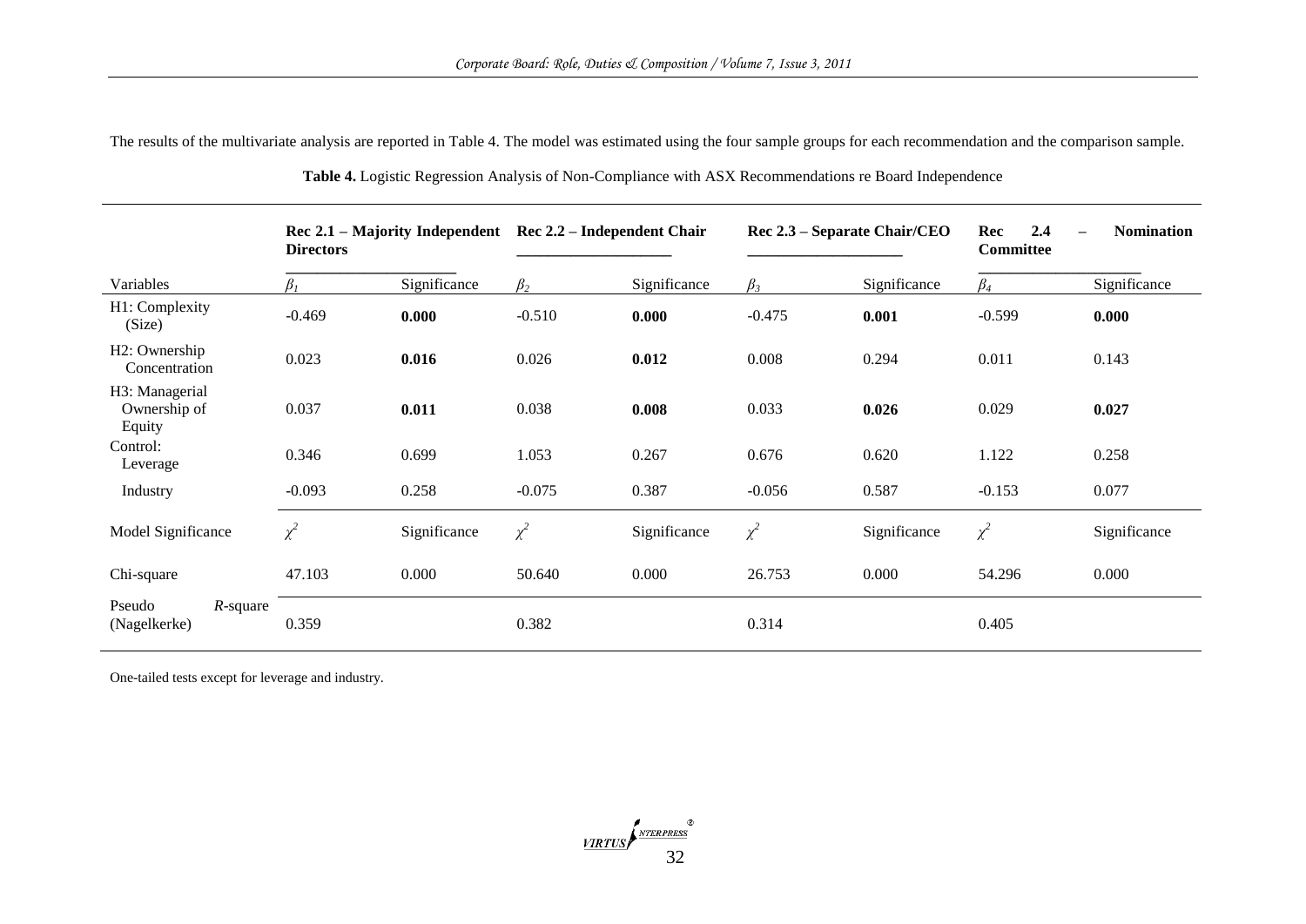The results of the multivariate analysis are reported in Table 4. The model was estimated using the four sample groups for each recommendation and the comparison sample.

**Table 4.** Logistic Regression Analysis of Non-Compliance with ASX Recommendations re Board Independence

| | **Rec 2.1 – Majority Independent Directors** | | **Rec 2.2 – Independent Chair** | | **Rec 2.3 – Separate Chair/CEO** | | **Rec 2.4 – Nomination Committee** | |
|---|---|---|---|---|---|---|---|---|
| Variables | $\beta_1$ | Significance | $\beta_2$ | Significance | $\beta_3$ | Significance | $\beta_4$ | Significance |
| H1: Complexity (Size) | -0.469 | **0.000** | -0.510 | **0.000** | -0.475 | **0.001** | -0.599 | **0.000** |
| H2: Ownership Concentration | 0.023 | **0.016** | 0.026 | **0.012** | 0.008 | 0.294 | 0.011 | 0.143 |
| H3: Managerial Ownership of Equity | 0.037 | **0.011** | 0.038 | **0.008** | 0.033 | **0.026** | 0.029 | **0.027** |
| Control: Leverage | 0.346 | 0.699 | 1.053 | 0.267 | 0.676 | 0.620 | 1.122 | 0.258 |
| Industry | -0.093 | 0.258 | -0.075 | 0.387 | -0.056 | 0.587 | -0.153 | 0.077 |
| Model Significance | $\chi^2$ | Significance | $\chi^2$ | Significance | $\chi^2$ | Significance | $\chi^2$ | Significance |
| Chi-square | 47.103 | 0.000 | 50.640 | 0.000 | 26.753 | 0.000 | 54.296 | 0.000 |
| Pseudo $R$-square (Nagelkerke) | 0.359 | | 0.382 | | 0.314 | | 0.405 | |

One-tailed tests except for leverage and industry.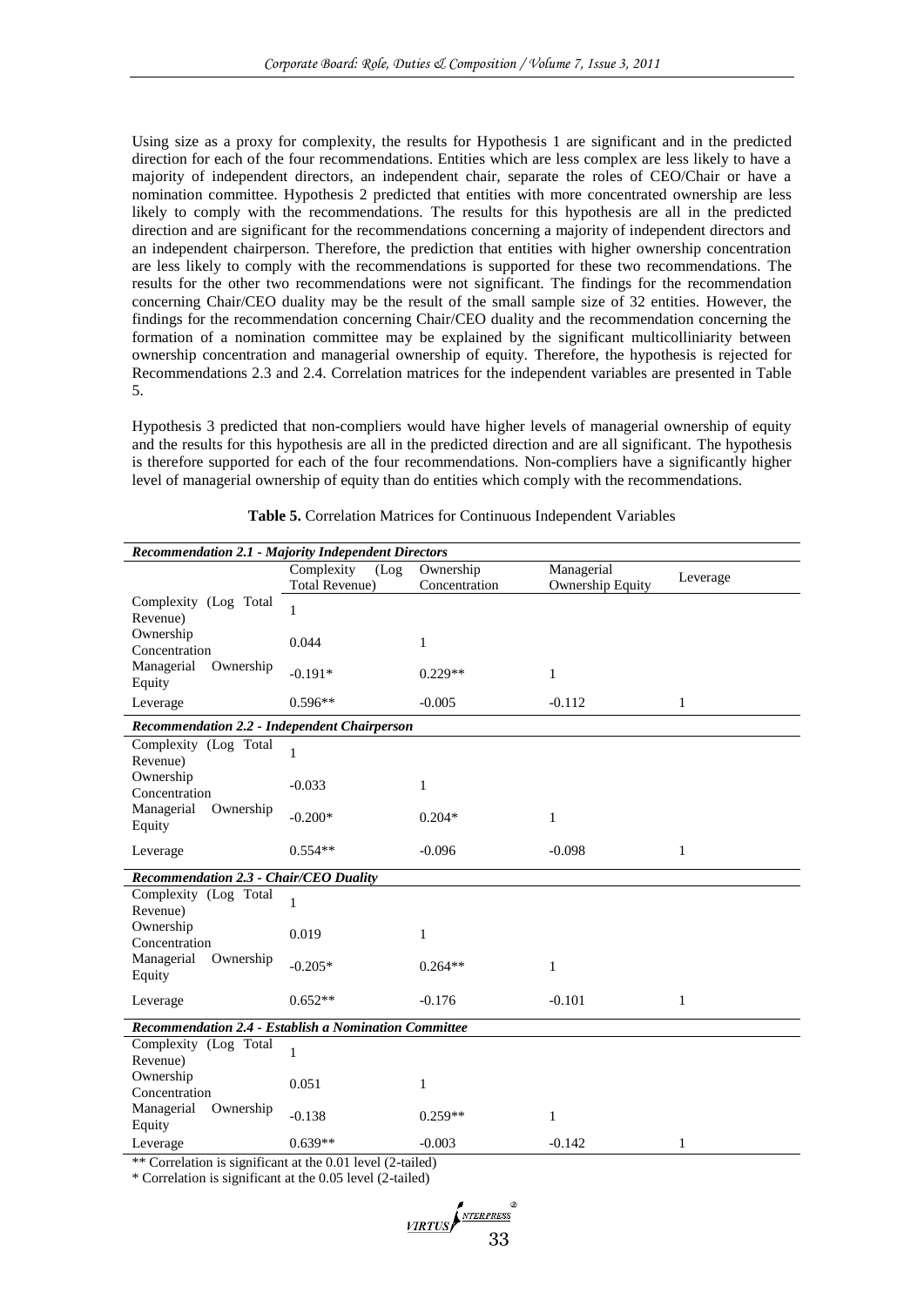Using size as a proxy for complexity, the results for Hypothesis 1 are significant and in the predicted direction for each of the four recommendations. Entities which are less complex are less likely to have a majority of independent directors, an independent chair, separate the roles of CEO/Chair or have a nomination committee. Hypothesis 2 predicted that entities with more concentrated ownership are less likely to comply with the recommendations. The results for this hypothesis are all in the predicted direction and are significant for the recommendations concerning a majority of independent directors and an independent chairperson. Therefore, the prediction that entities with higher ownership concentration are less likely to comply with the recommendations is supported for these two recommendations. The results for the other two recommendations were not significant. The findings for the recommendation concerning Chair/CEO duality may be the result of the small sample size of 32 entities. However, the findings for the recommendation concerning Chair/CEO duality and the recommendation concerning the formation of a nomination committee may be explained by the significant multicolliniarity between ownership concentration and managerial ownership of equity. Therefore, the hypothesis is rejected for Recommendations 2.3 and 2.4. Correlation matrices for the independent variables are presented in Table 5.

Hypothesis 3 predicted that non-compliers would have higher levels of managerial ownership of equity and the results for this hypothesis are all in the predicted direction and are all significant. The hypothesis is therefore supported for each of the four recommendations. Non-compliers have a significantly higher level of managerial ownership of equity than do entities which comply with the recommendations.

**Table 5.** Correlation Matrices for Continuous Independent Variables

| ***Recommendation 2.1 - Majority Independent Directors*** | | | | |
|---|---|---|---|---|
| | Complexity (Log Total Revenue) | Ownership Concentration | Managerial Ownership Equity | Leverage |
| Complexity (Log Total Revenue) | 1 | | | |
| Ownership Concentration | 0.044 | 1 | | |
| Managerial Ownership Equity | -0.191* | 0.229** | 1 | |
| Leverage | 0.596** | -0.005 | -0.112 | 1 |
| ***Recommendation 2.2 - Independent Chairperson*** | | | | |
| Complexity (Log Total Revenue) | 1 | | | |
| Ownership Concentration | -0.033 | 1 | | |
| Managerial Ownership Equity | -0.200* | 0.204* | 1 | |
| Leverage | 0.554** | -0.096 | -0.098 | 1 |
| ***Recommendation 2.3 - Chair/CEO Duality*** | | | | |
| Complexity (Log Total Revenue) | 1 | | | |
| Ownership Concentration | 0.019 | 1 | | |
| Managerial Ownership Equity | -0.205* | 0.264** | 1 | |
| Leverage | 0.652** | -0.176 | -0.101 | 1 |
| ***Recommendation 2.4 - Establish a Nomination Committee*** | | | | |
| Complexity (Log Total Revenue) | 1 | | | |
| Ownership Concentration | 0.051 | 1 | | |
| Managerial Ownership Equity | -0.138 | 0.259** | 1 | |
| Leverage | 0.639** | -0.003 | -0.142 | 1 |

** Correlation is significant at the 0.01 level (2-tailed)

* Correlation is significant at the 0.05 level (2-tailed)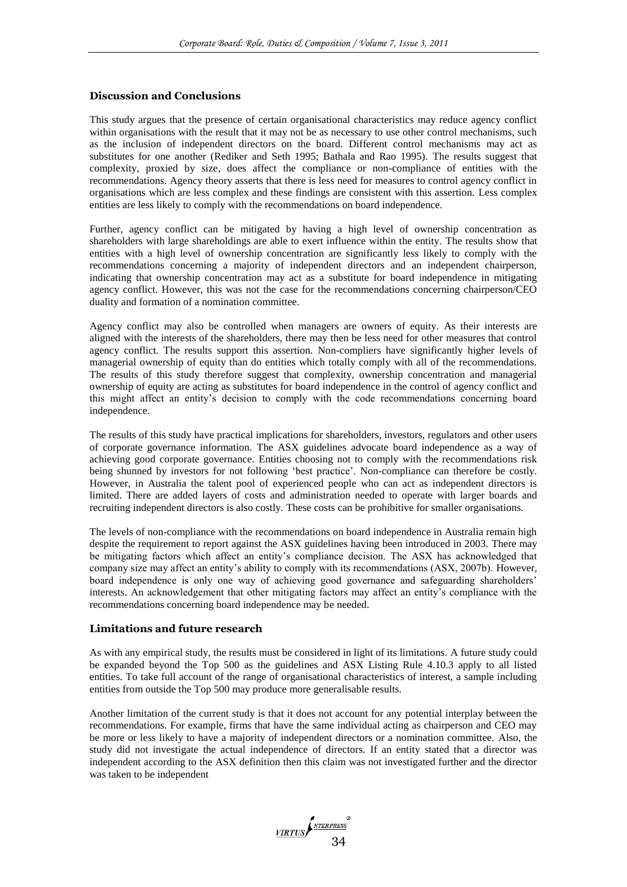### Discussion and Conclusions

This study argues that the presence of certain organisational characteristics may reduce agency conflict within organisations with the result that it may not be as necessary to use other control mechanisms, such as the inclusion of independent directors on the board. Different control mechanisms may act as substitutes for one another (Rediker and Seth 1995; Bathala and Rao 1995). The results suggest that complexity, proxied by size, does affect the compliance or non-compliance of entities with the recommendations. Agency theory asserts that there is less need for measures to control agency conflict in organisations which are less complex and these findings are consistent with this assertion. Less complex entities are less likely to comply with the recommendations on board independence.

Further, agency conflict can be mitigated by having a high level of ownership concentration as shareholders with large shareholdings are able to exert influence within the entity. The results show that entities with a high level of ownership concentration are significantly less likely to comply with the recommendations concerning a majority of independent directors and an independent chairperson, indicating that ownership concentration may act as a substitute for board independence in mitigating agency conflict. However, this was not the case for the recommendations concerning chairperson/CEO duality and formation of a nomination committee.

Agency conflict may also be controlled when managers are owners of equity. As their interests are aligned with the interests of the shareholders, there may then be less need for other measures that control agency conflict. The results support this assertion. Non-compliers have significantly higher levels of managerial ownership of equity than do entities which totally comply with all of the recommendations. The results of this study therefore suggest that complexity, ownership concentration and managerial ownership of equity are acting as substitutes for board independence in the control of agency conflict and this might affect an entity's decision to comply with the code recommendations concerning board independence.

The results of this study have practical implications for shareholders, investors, regulators and other users of corporate governance information. The ASX guidelines advocate board independence as a way of achieving good corporate governance. Entities choosing not to comply with the recommendations risk being shunned by investors for not following 'best practice'. Non-compliance can therefore be costly. However, in Australia the talent pool of experienced people who can act as independent directors is limited. There are added layers of costs and administration needed to operate with larger boards and recruiting independent directors is also costly. These costs can be prohibitive for smaller organisations.

The levels of non-compliance with the recommendations on board independence in Australia remain high despite the requirement to report against the ASX guidelines having been introduced in 2003. There may be mitigating factors which affect an entity's compliance decision. The ASX has acknowledged that company size may affect an entity's ability to comply with its recommendations (ASX, 2007b). However, board independence is only one way of achieving good governance and safeguarding shareholders' interests. An acknowledgement that other mitigating factors may affect an entity's compliance with the recommendations concerning board independence may be needed.

### Limitations and future research

As with any empirical study, the results must be considered in light of its limitations. A future study could be expanded beyond the Top 500 as the guidelines and ASX Listing Rule 4.10.3 apply to all listed entities. To take full account of the range of organisational characteristics of interest, a sample including entities from outside the Top 500 may produce more generalisable results.

Another limitation of the current study is that it does not account for any potential interplay between the recommendations. For example, firms that have the same individual acting as chairperson and CEO may be more or less likely to have a majority of independent directors or a nomination committee. Also, the study did not investigate the actual independence of directors. If an entity stated that a director was independent according to the ASX definition then this claim was not investigated further and the director was taken to be independent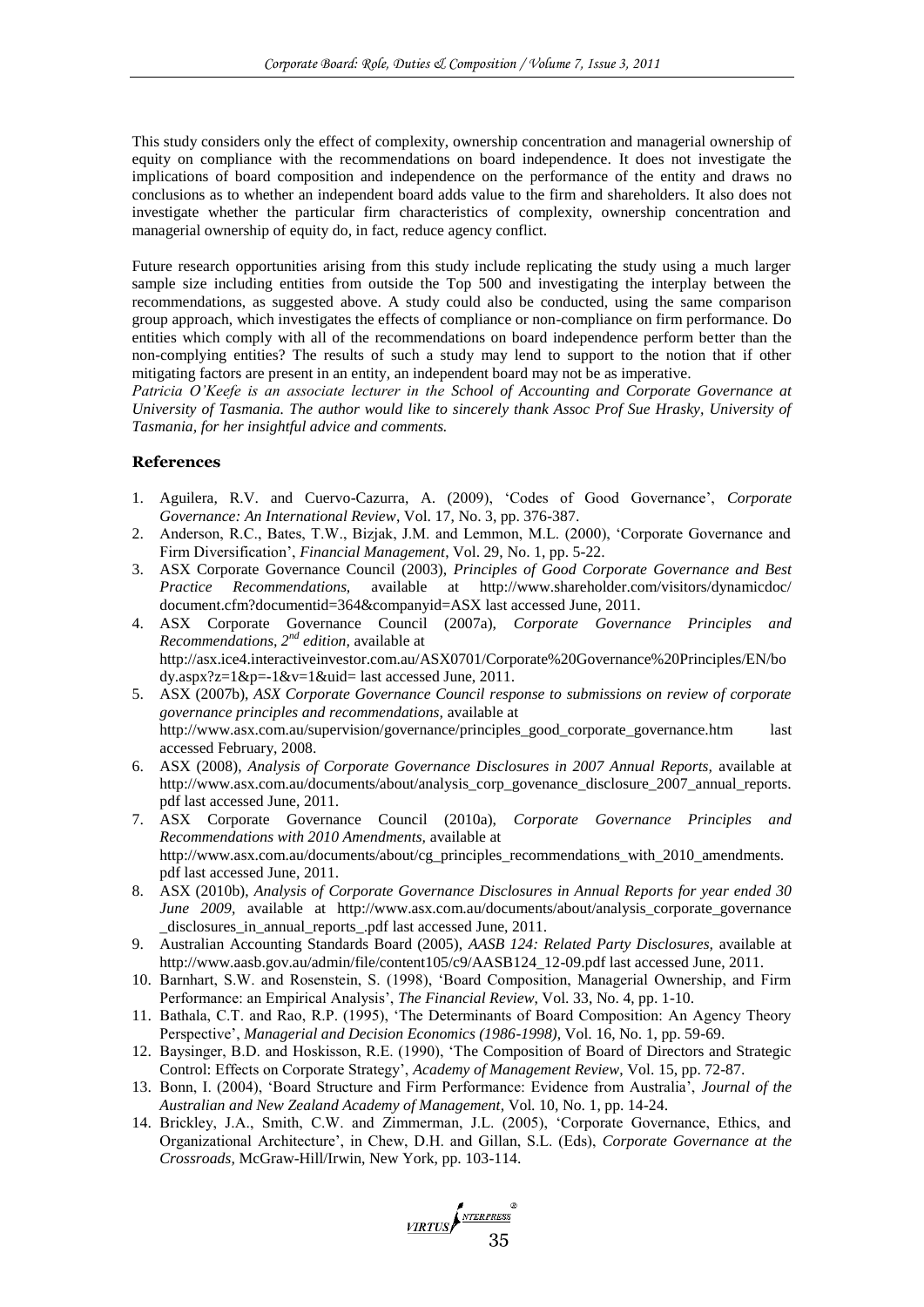This study considers only the effect of complexity, ownership concentration and managerial ownership of equity on compliance with the recommendations on board independence. It does not investigate the implications of board composition and independence on the performance of the entity and draws no conclusions as to whether an independent board adds value to the firm and shareholders. It also does not investigate whether the particular firm characteristics of complexity, ownership concentration and managerial ownership of equity do, in fact, reduce agency conflict.

Future research opportunities arising from this study include replicating the study using a much larger sample size including entities from outside the Top 500 and investigating the interplay between the recommendations, as suggested above. A study could also be conducted, using the same comparison group approach, which investigates the effects of compliance or non-compliance on firm performance. Do entities which comply with all of the recommendations on board independence perform better than the non-complying entities? The results of such a study may lend to support to the notion that if other mitigating factors are present in an entity, an independent board may not be as imperative.

*Patricia O'Keefe is an associate lecturer in the School of Accounting and Corporate Governance at University of Tasmania. The author would like to sincerely thank Assoc Prof Sue Hrasky, University of Tasmania, for her insightful advice and comments.*

## References

1. Aguilera, R.V. and Cuervo-Cazurra, A. (2009), 'Codes of Good Governance', *Corporate Governance: An International Review*, Vol. 17, No. 3, pp. 376-387.
2. Anderson, R.C., Bates, T.W., Bizjak, J.M. and Lemmon, M.L. (2000), 'Corporate Governance and Firm Diversification', *Financial Management*, Vol. 29, No. 1, pp. 5-22.
3. ASX Corporate Governance Council (2003), *Principles of Good Corporate Governance and Best Practice Recommendations*, available at http://www.shareholder.com/visitors/dynamicdoc/document.cfm?documentid=364&companyid=ASX last accessed June, 2011.
4. ASX Corporate Governance Council (2007a), *Corporate Governance Principles and Recommendations, 2nd edition*, available at http://asx.ice4.interactiveinvestor.com.au/ASX0701/Corporate%20Governance%20Principles/EN/body.aspx?z=1&p=-1&v=1&uid= last accessed June, 2011.
5. ASX (2007b), *ASX Corporate Governance Council response to submissions on review of corporate governance principles and recommendations*, available at http://www.asx.com.au/supervision/governance/principles_good_corporate_governance.htm last accessed February, 2008.
6. ASX (2008), *Analysis of Corporate Governance Disclosures in 2007 Annual Reports*, available at http://www.asx.com.au/documents/about/analysis_corp_govenance_disclosure_2007_annual_reports.pdf last accessed June, 2011.
7. ASX Corporate Governance Council (2010a), *Corporate Governance Principles and Recommendations with 2010 Amendments*, available at http://www.asx.com.au/documents/about/cg_principles_recommendations_with_2010_amendments.pdf last accessed June, 2011.
8. ASX (2010b), *Analysis of Corporate Governance Disclosures in Annual Reports for year ended 30 June 2009*, available at http://www.asx.com.au/documents/about/analysis_corporate_governance_disclosures_in_annual_reports_.pdf last accessed June, 2011.
9. Australian Accounting Standards Board (2005), *AASB 124: Related Party Disclosures*, available at http://www.aasb.gov.au/admin/file/content105/c9/AASB124_12-09.pdf last accessed June, 2011.
10. Barnhart, S.W. and Rosenstein, S. (1998), 'Board Composition, Managerial Ownership, and Firm Performance: an Empirical Analysis', *The Financial Review*, Vol. 33, No. 4, pp. 1-10.
11. Bathala, C.T. and Rao, R.P. (1995), 'The Determinants of Board Composition: An Agency Theory Perspective', *Managerial and Decision Economics (1986-1998)*, Vol. 16, No. 1, pp. 59-69.
12. Baysinger, B.D. and Hoskisson, R.E. (1990), 'The Composition of Board of Directors and Strategic Control: Effects on Corporate Strategy', *Academy of Management Review*, Vol. 15, pp. 72-87.
13. Bonn, I. (2004), 'Board Structure and Firm Performance: Evidence from Australia', *Journal of the Australian and New Zealand Academy of Management*, Vol. 10, No. 1, pp. 14-24.
14. Brickley, J.A., Smith, C.W. and Zimmerman, J.L. (2005), 'Corporate Governance, Ethics, and Organizational Architecture', in Chew, D.H. and Gillan, S.L. (Eds), *Corporate Governance at the Crossroads*, McGraw-Hill/Irwin, New York, pp. 103-114.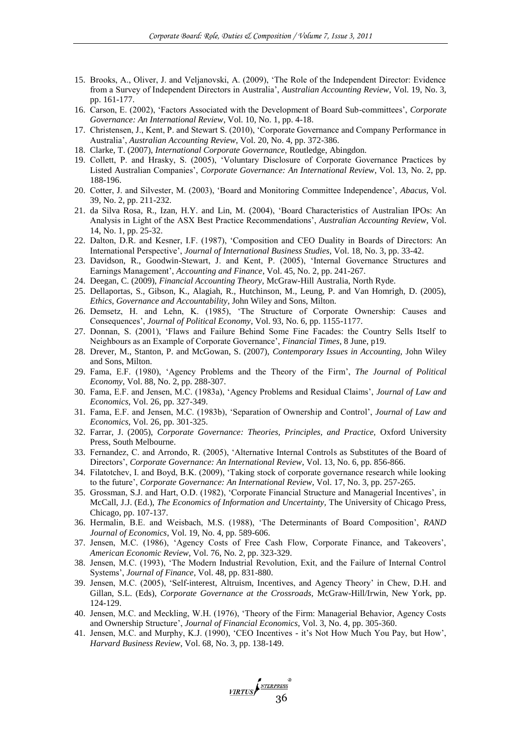15. Brooks, A., Oliver, J. and Veljanovski, A. (2009), 'The Role of the Independent Director: Evidence from a Survey of Independent Directors in Australia', *Australian Accounting Review*, Vol. 19, No. 3, pp. 161-177.
16. Carson, E. (2002), 'Factors Associated with the Development of Board Sub-committees', *Corporate Governance: An International Review*, Vol. 10, No. 1, pp. 4-18.
17. Christensen, J., Kent, P. and Stewart S. (2010), 'Corporate Governance and Company Performance in Australia', *Australian Accounting Review*, Vol. 20, No. 4, pp. 372-386.
18. Clarke, T. (2007), *International Corporate Governance,* Routledge, Abingdon.
19. Collett, P. and Hrasky, S. (2005), 'Voluntary Disclosure of Corporate Governance Practices by Listed Australian Companies', *Corporate Governance: An International Review*, Vol. 13, No. 2, pp. 188-196.
20. Cotter, J. and Silvester, M. (2003), 'Board and Monitoring Committee Independence', *Abacus*, Vol. 39, No. 2, pp. 211-232.
21. da Silva Rosa, R., Izan, H.Y. and Lin, M. (2004), 'Board Characteristics of Australian IPOs: An Analysis in Light of the ASX Best Practice Recommendations', *Australian Accounting Review*, Vol. 14, No. 1, pp. 25-32.
22. Dalton, D.R. and Kesner, I.F. (1987), 'Composition and CEO Duality in Boards of Directors: An International Perspective', *Journal of International Business Studies*, Vol. 18, No. 3, pp. 33-42.
23. Davidson, R., Goodwin-Stewart, J. and Kent, P. (2005), 'Internal Governance Structures and Earnings Management', *Accounting and Finance*, Vol. 45, No. 2, pp. 241-267.
24. Deegan, C. (2009), *Financial Accounting Theory,* McGraw-Hill Australia, North Ryde.
25. Dellaportas, S., Gibson, K., Alagiah, R., Hutchinson, M., Leung, P. and Van Homrigh, D. (2005), *Ethics, Governance and Accountability*, John Wiley and Sons, Milton.
26. Demsetz, H. and Lehn, K. (1985), 'The Structure of Corporate Ownership: Causes and Consequences', *Journal of Political Economy*, Vol. 93, No. 6, pp. 1155-1177.
27. Donnan, S. (2001), 'Flaws and Failure Behind Some Fine Facades: the Country Sells Itself to Neighbours as an Example of Corporate Governance', *Financial Times*, 8 June, p19.
28. Drever, M., Stanton, P. and McGowan, S. (2007), *Contemporary Issues in Accounting,* John Wiley and Sons, Milton.
29. Fama, E.F. (1980), 'Agency Problems and the Theory of the Firm', *The Journal of Political Economy*, Vol. 88, No. 2, pp. 288-307.
30. Fama, E.F. and Jensen, M.C. (1983a), 'Agency Problems and Residual Claims', *Journal of Law and Economics*, Vol. 26, pp. 327-349.
31. Fama, E.F. and Jensen, M.C. (1983b), 'Separation of Ownership and Control', *Journal of Law and Economics*, Vol. 26, pp. 301-325.
32. Farrar, J. (2005), *Corporate Governance: Theories, Principles, and Practice,* Oxford University Press, South Melbourne.
33. Fernandez, C. and Arrondo, R. (2005), 'Alternative Internal Controls as Substitutes of the Board of Directors', *Corporate Governance: An International Review*, Vol. 13, No. 6, pp. 856-866.
34. Filatotchev, I. and Boyd, B.K. (2009), 'Taking stock of corporate governance research while looking to the future', *Corporate Governance: An International Review*, Vol. 17, No. 3, pp. 257-265.
35. Grossman, S.J. and Hart, O.D. (1982), 'Corporate Financial Structure and Managerial Incentives', in McCall, J.J. (Ed.), *The Economics of Information and Uncertainty,* The University of Chicago Press, Chicago, pp. 107-137.
36. Hermalin, B.E. and Weisbach, M.S. (1988), 'The Determinants of Board Composition', *RAND Journal of Economics*, Vol. 19, No. 4, pp. 589-606.
37. Jensen, M.C. (1986), 'Agency Costs of Free Cash Flow, Corporate Finance, and Takeovers', *American Economic Review*, Vol. 76, No. 2, pp. 323-329.
38. Jensen, M.C. (1993), 'The Modern Industrial Revolution, Exit, and the Failure of Internal Control Systems', *Journal of Finance*, Vol. 48, pp. 831-880.
39. Jensen, M.C. (2005), 'Self-interest, Altruism, Incentives, and Agency Theory' in Chew, D.H. and Gillan, S.L. (Eds), *Corporate Governance at the Crossroads,* McGraw-Hill/Irwin, New York, pp. 124-129.
40. Jensen, M.C. and Meckling, W.H. (1976), 'Theory of the Firm: Managerial Behavior, Agency Costs and Ownership Structure', *Journal of Financial Economics*, Vol. 3, No. 4, pp. 305-360.
41. Jensen, M.C. and Murphy, K.J. (1990), 'CEO Incentives - it's Not How Much You Pay, but How', *Harvard Business Review*, Vol. 68, No. 3, pp. 138-149.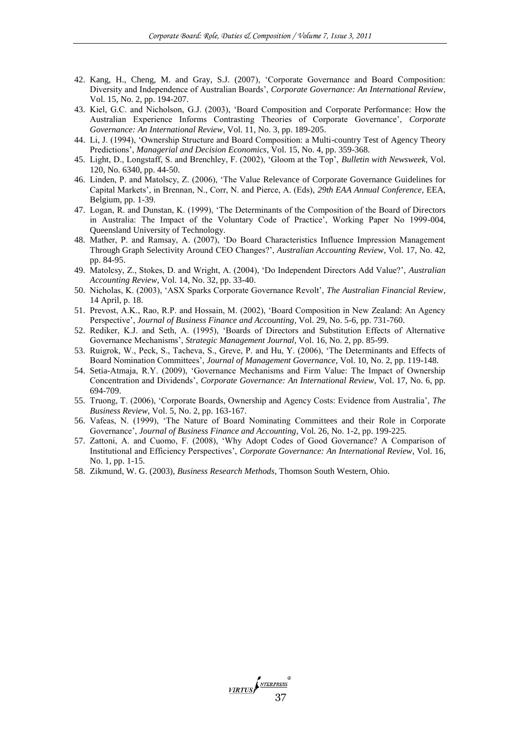42. Kang, H., Cheng, M. and Gray, S.J. (2007), 'Corporate Governance and Board Composition: Diversity and Independence of Australian Boards', *Corporate Governance: An International Review*, Vol. 15, No. 2, pp. 194-207.
43. Kiel, G.C. and Nicholson, G.J. (2003), 'Board Composition and Corporate Performance: How the Australian Experience Informs Contrasting Theories of Corporate Governance', *Corporate Governance: An International Review*, Vol. 11, No. 3, pp. 189-205.
44. Li, J. (1994), 'Ownership Structure and Board Composition: a Multi-country Test of Agency Theory Predictions', *Managerial and Decision Economics*, Vol. 15, No. 4, pp. 359-368.
45. Light, D., Longstaff, S. and Brenchley, F. (2002), 'Gloom at the Top', *Bulletin with Newsweek*, Vol. 120, No. 6340, pp. 44-50.
46. Linden, P. and Matolscy, Z. (2006), 'The Value Relevance of Corporate Governance Guidelines for Capital Markets', in Brennan, N., Corr, N. and Pierce, A. (Eds), *29th EAA Annual Conference*, EEA, Belgium, pp. 1-39.
47. Logan, R. and Dunstan, K. (1999), 'The Determinants of the Composition of the Board of Directors in Australia: The Impact of the Voluntary Code of Practice', Working Paper No 1999-004, Queensland University of Technology.
48. Mather, P. and Ramsay, A. (2007), 'Do Board Characteristics Influence Impression Management Through Graph Selectivity Around CEO Changes?', *Australian Accounting Review*, Vol. 17, No. 42, pp. 84-95.
49. Matolcsy, Z., Stokes, D. and Wright, A. (2004), 'Do Independent Directors Add Value?', *Australian Accounting Review*, Vol. 14, No. 32, pp. 33-40.
50. Nicholas, K. (2003), 'ASX Sparks Corporate Governance Revolt', *The Australian Financial Review*, 14 April, p. 18.
51. Prevost, A.K., Rao, R.P. and Hossain, M. (2002), 'Board Composition in New Zealand: An Agency Perspective', *Journal of Business Finance and Accounting*, Vol. 29, No. 5-6, pp. 731-760.
52. Rediker, K.J. and Seth, A. (1995), 'Boards of Directors and Substitution Effects of Alternative Governance Mechanisms', *Strategic Management Journal*, Vol. 16, No. 2, pp. 85-99.
53. Ruigrok, W., Peck, S., Tacheva, S., Greve, P. and Hu, Y. (2006), 'The Determinants and Effects of Board Nomination Committees', *Journal of Management Governance*, Vol. 10, No. 2, pp. 119-148.
54. Setia-Atmaja, R.Y. (2009), 'Governance Mechanisms and Firm Value: The Impact of Ownership Concentration and Dividends', *Corporate Governance: An International Review*, Vol. 17, No. 6, pp. 694-709.
55. Truong, T. (2006), 'Corporate Boards, Ownership and Agency Costs: Evidence from Australia', *The Business Review*, Vol. 5, No. 2, pp. 163-167.
56. Vafeas, N. (1999), 'The Nature of Board Nominating Committees and their Role in Corporate Governance', *Journal of Business Finance and Accounting*, Vol. 26, No. 1-2, pp. 199-225.
57. Zattoni, A. and Cuomo, F. (2008), 'Why Adopt Codes of Good Governance? A Comparison of Institutional and Efficiency Perspectives', *Corporate Governance: An International Review*, Vol. 16, No. 1, pp. 1-15.
58. Zikmund, W. G. (2003), *Business Research Methods*, Thomson South Western, Ohio.